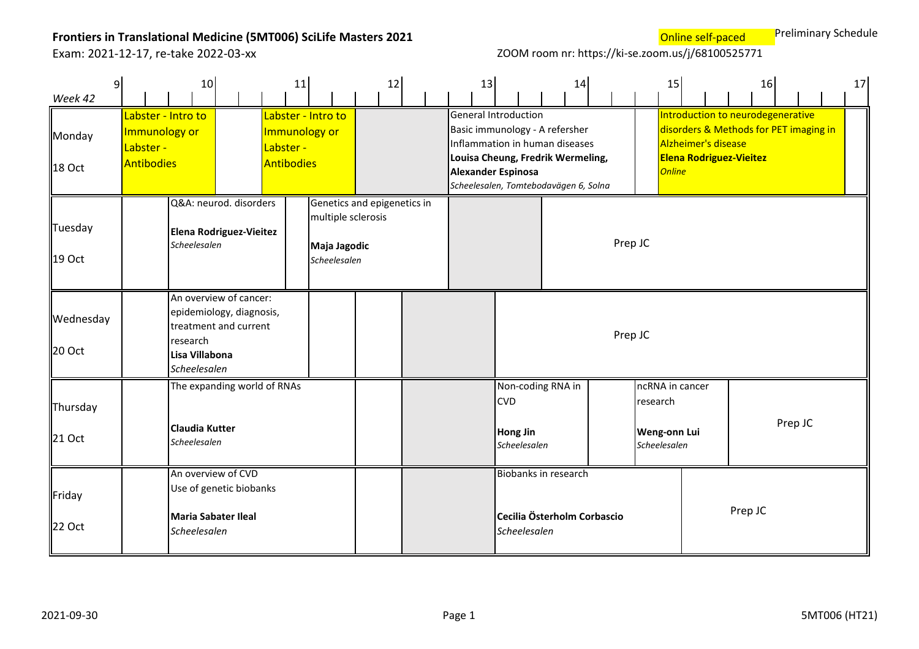**Frontiers in Translational Medicine (5MT006) SciLife Masters 2021**

Exam: 2021-12-17, re-take 2022-03-xx

Online self-paced — Preliminary Schedule

ZOOM room nr: https://ki-se.zoom.us/j/68100525771

| Week 42 | 9 | 10 | 11 | 12 | 13 | 14 | 15 | 16 | 17 |
|---|---|---|---|---|---|---|---|---|---|
| Monday 18 Oct | Labster - Intro to Immunology or Labster - Antibodies | | Labster - Intro to Immunology or Labster - Antibodies | | General Introduction<br>Basic immunology - A refersher<br>Inflammation in human diseases<br>**Louisa Cheung, Fredrik Wermeling, Alexander Espinosa**<br>*Scheelesalen, Tomtebodavägen 6, Solna* | | Introduction to neurodegenerative disorders & Methods for PET imaging in Alzheimer's disease<br>**Elena Rodriguez-Vieitez**<br>*Online* | | |
| Tuesday 19 Oct | | Q&A: neurod. disorders<br>**Elena Rodriguez-Vieitez**<br>*Scheelesalen* | | Genetics and epigenetics in multiple sclerosis<br>**Maja Jagodic**<br>*Scheelesalen* | | Prep JC | | | |
| Wednesday 20 Oct | | An overview of cancer: epidemiology, diagnosis, treatment and current research<br>**Lisa Villabona**<br>*Scheelesalen* | | | | Prep JC | | | |
| Thursday 21 Oct | | The expanding world of RNAs<br>**Claudia Kutter**<br>*Scheelesalen* | | | Non-coding RNA in CVD<br>**Hong Jin**<br>*Scheelesalen* | | ncRNA in cancer research<br>**Weng-onn Lui**<br>*Scheelesalen* | Prep JC | |
| Friday 22 Oct | | An overview of CVD<br>Use of genetic biobanks<br>**Maria Sabater Ileal**<br>*Scheelesalen* | | | Biobanks in research<br>**Cecilia Österholm Corbascio**<br>*Scheelesalen* | | | Prep JC | |

2021-09-30 — 5MT006 (HT21)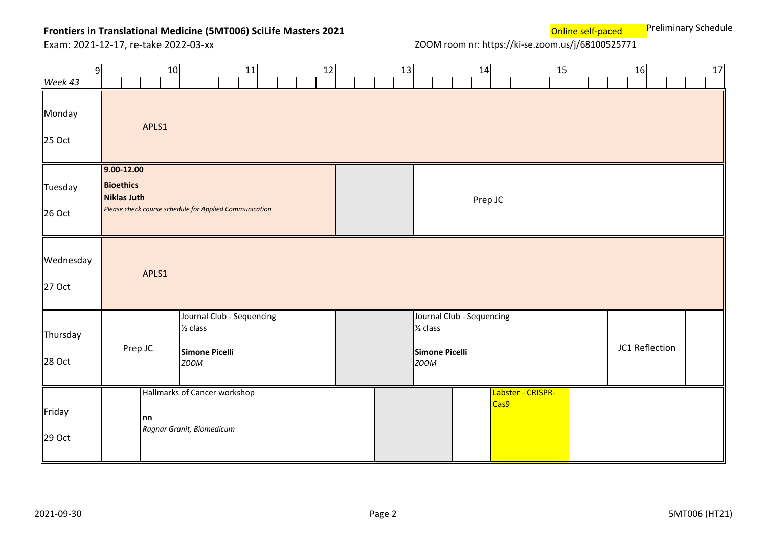**Frontiers in Translational Medicine (5MT006) SciLife Masters 2021**

Exam: 2021-12-17, re-take 2022-03-xx

Online self-paced

Preliminary Schedule

ZOOM room nr: https://ki-se.zoom.us/j/68100525771

| Week 43 | 9 | 10 | 11 | 12 | 13 | 14 | 15 | 16 | 17 |
|---|---|---|---|---|---|---|---|---|---|
| Monday 25 Oct | APLS1 | | | | | | | | |
| Tuesday 26 Oct | **9.00-12.00** **Bioethics** **Niklas Juth** *Please check course schedule for Applied Communication* | | | | | Prep JC | | | |
| Wednesday 27 Oct | APLS1 | | | | | | | | |
| Thursday 28 Oct | Prep JC | Journal Club - Sequencing ½ class **Simone Picelli** *ZOOM* | | | | Journal Club - Sequencing ½ class **Simone Picelli** *ZOOM* | | JC1 Reflection | |
| Friday 29 Oct | | Hallmarks of Cancer workshop **nn** *Ragnar Granit, Biomedicum* | | | | | Labster - CRISPR-Cas9 | | |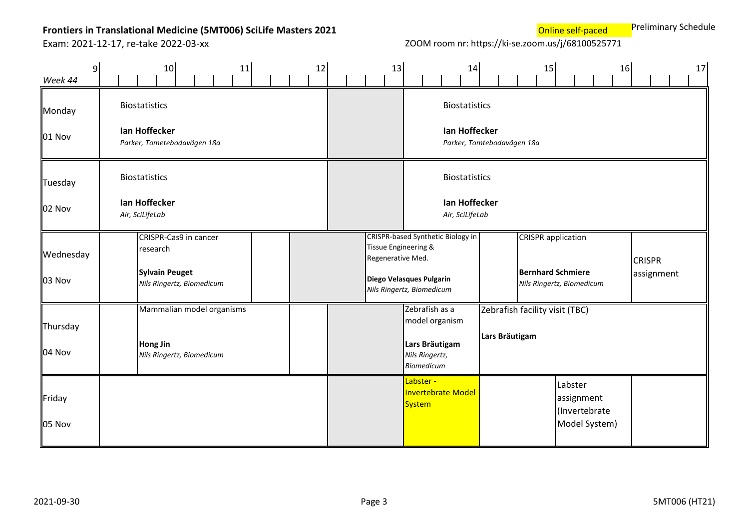**Frontiers in Translational Medicine (5MT006) SciLife Masters 2021**

Exam: 2021-12-17, re-take 2022-03-xx

Online self-paced

Preliminary Schedule

ZOOM room nr: https://ki-se.zoom.us/j/68100525771

| Week 44 | 9–12 | 12–13 | 13–17 |
|---|---|---|---|
| Monday 01 Nov | Biostatistics **Ian Hoffecker** *Parker, Tometebodavägen 18a* | | Biostatistics **Ian Hoffecker** *Parker, Tomtebodavägen 18a* |
| Tuesday 02 Nov | Biostatistics **Ian Hoffecker** *Air, SciLifeLab* | | Biostatistics **Ian Hoffecker** *Air, SciLifeLab* |
| Wednesday 03 Nov | CRISPR-Cas9 in cancer research **Sylvain Peuget** *Nils Ringertz, Biomedicum* | | CRISPR-based Synthetic Biology in Tissue Engineering & Regenerative Med. **Diego Velasques Pulgarin** *Nils Ringertz, Biomedicum*; CRISPR application **Bernhard Schmiere** *Nils Ringertz, Biomedicum*; CRISPR assignment |
| Thursday 04 Nov | Mammalian model organisms **Hong Jin** *Nils Ringertz, Biomedicum* | | Zebrafish as a model organism **Lars Bräutigam** *Nils Ringertz, Biomedicum*; Zebrafish facility visit (TBC) **Lars Bräutigam** |
| Friday 05 Nov | | | Labster - Invertebrate Model System; Labster assignment (Invertebrate Model System) |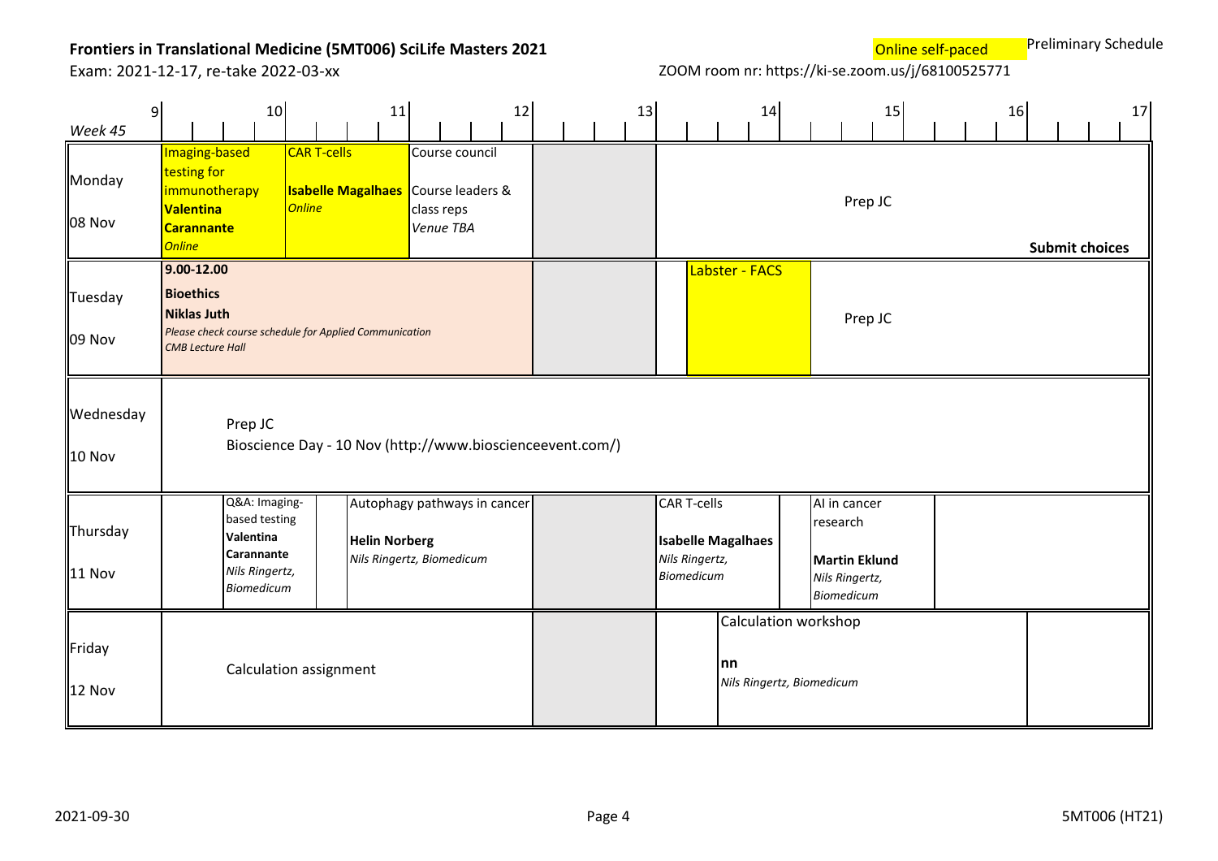**Frontiers in Translational Medicine (5MT006) SciLife Masters 2021**

Exam: 2021-12-17, re-take 2022-03-xx

Online self-paced — Preliminary Schedule

ZOOM room nr: https://ki-se.zoom.us/j/68100525771

| Week 45 | 9–10 | 10–11 | 11–12 | 12–13 | 13–14 | 14–15 | 15–16 | 16–17 |
|---|---|---|---|---|---|---|---|---|
| Monday 08 Nov | Imaging-based testing for immunotherapy **Valentina Carannante** *Online* | CAR T-cells **Isabelle Magalhaes** *Online* | Course council Course leaders & class reps *Venue TBA* | | Prep JC | | | **Submit choices** |
| Tuesday 09 Nov | **9.00-12.00** **Bioethics** **Niklas Juth** *Please check course schedule for Applied Communication* *CMB Lecture Hall* | | | | Labster - FACS | Prep JC | | |
| Wednesday 10 Nov | Prep JC Bioscience Day - 10 Nov (http://www.bioscienceevent.com/) | | | | | | | |
| Thursday 11 Nov | Q&A: Imaging-based testing **Valentina Carannante** *Nils Ringertz, Biomedicum* | Autophagy pathways in cancer **Helin Norberg** *Nils Ringertz, Biomedicum* | | | CAR T-cells **Isabelle Magalhaes** *Nils Ringertz, Biomedicum* | AI in cancer research **Martin Eklund** *Nils Ringertz, Biomedicum* | | |
| Friday 12 Nov | Calculation assignment | | | | Calculation workshop **nn** *Nils Ringertz, Biomedicum* | | | |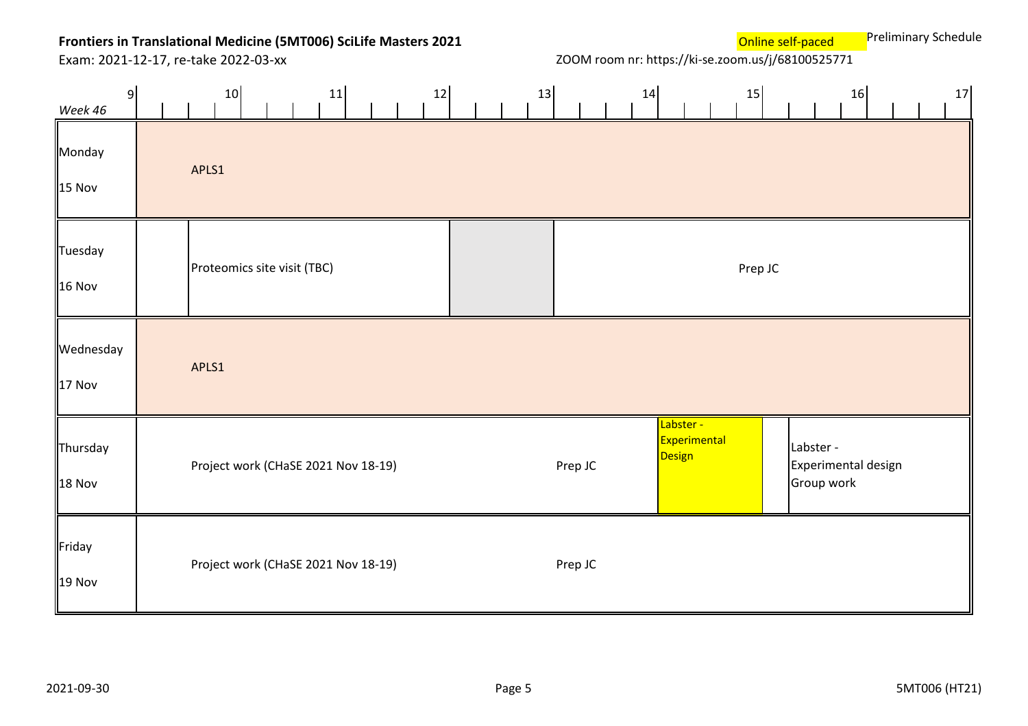**Frontiers in Translational Medicine (5MT006) SciLife Masters 2021**

Exam: 2021-12-17, re-take 2022-03-xx

Online self-paced

Preliminary Schedule

ZOOM room nr: https://ki-se.zoom.us/j/68100525771

| *Week 46* | 9 | 10 | 11 | 12 | 13 | 14 | 15 | 16 | 17 |
|---|---|---|---|---|---|---|---|---|---|
| Monday 15 Nov | APLS1 | | | | | | | | |
| Tuesday 16 Nov | | Proteomics site visit (TBC) | | | | Prep JC | | | |
| Wednesday 17 Nov | APLS1 | | | | | | | | |
| Thursday 18 Nov | Project work (CHaSE 2021 Nov 18-19) | | | | Prep JC | Labster - Experimental Design | | Labster - Experimental design Group work | |
| Friday 19 Nov | Project work (CHaSE 2021 Nov 18-19) | | | | Prep JC | | | | |

2021-09-30

5MT006 (HT21)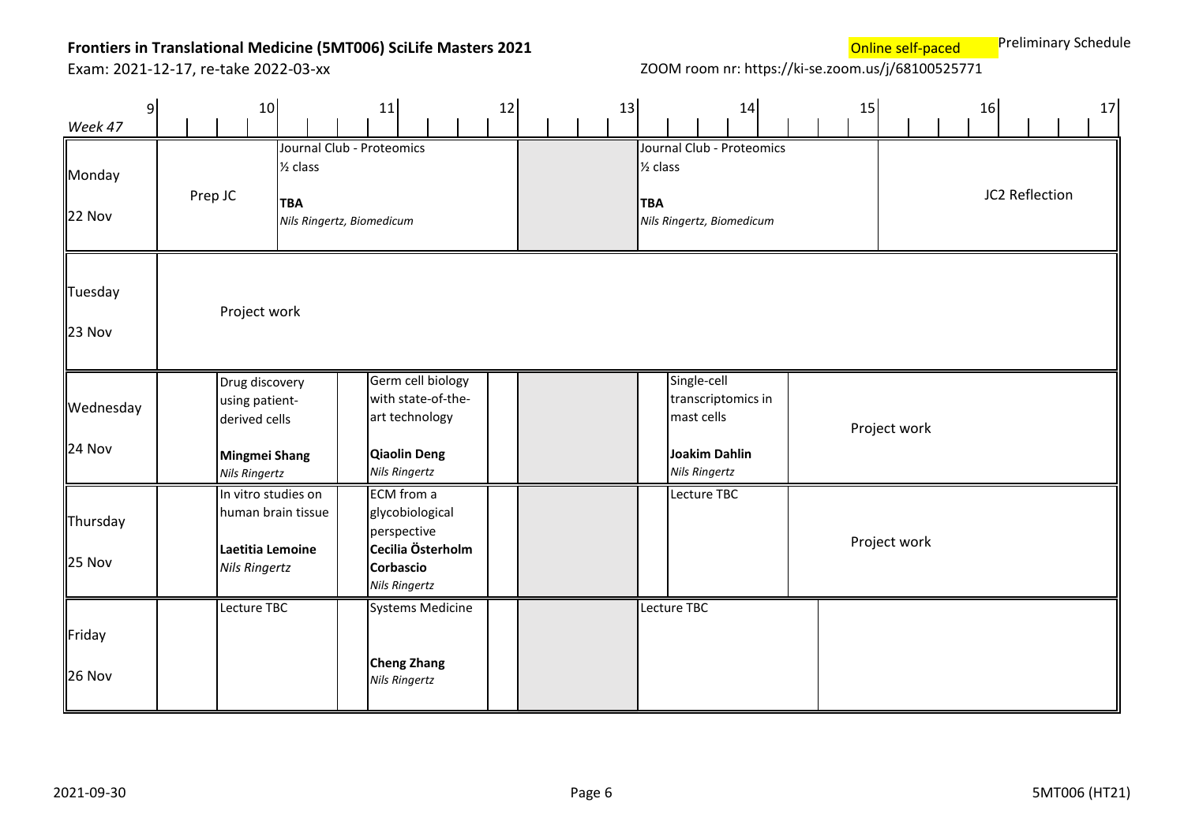**Frontiers in Translational Medicine (5MT006) SciLife Masters 2021**

Exam: 2021-12-17, re-take 2022-03-xx

Online self-paced

Preliminary Schedule

ZOOM room nr: https://ki-se.zoom.us/j/68100525771

| Week 47 | 9–10 | 10–11 | 11–12 | 12–13 | 13–14 | 14–15 | 15–17 |
|---|---|---|---|---|---|---|---|
| Monday 22 Nov | Prep JC | Journal Club - Proteomics ½ class **TBA** *Nils Ringertz, Biomedicum* | | | Journal Club - Proteomics ½ class **TBA** *Nils Ringertz, Biomedicum* | | JC2 Reflection |
| Tuesday 23 Nov | Project work | | | | | | |
| Wednesday 24 Nov | | Drug discovery using patient-derived cells **Mingmei Shang** *Nils Ringertz* | Germ cell biology with state-of-the-art technology **Qiaolin Deng** *Nils Ringertz* | | Single-cell transcriptomics in mast cells **Joakim Dahlin** *Nils Ringertz* | Project work | |
| Thursday 25 Nov | | In vitro studies on human brain tissue **Laetitia Lemoine** *Nils Ringertz* | ECM from a glycobiological perspective **Cecilia Österholm Corbascio** *Nils Ringertz* | | Lecture TBC | Project work | |
| Friday 26 Nov | | Lecture TBC | Systems Medicine **Cheng Zhang** *Nils Ringertz* | | Lecture TBC | | |

2021-09-30

5MT006 (HT21)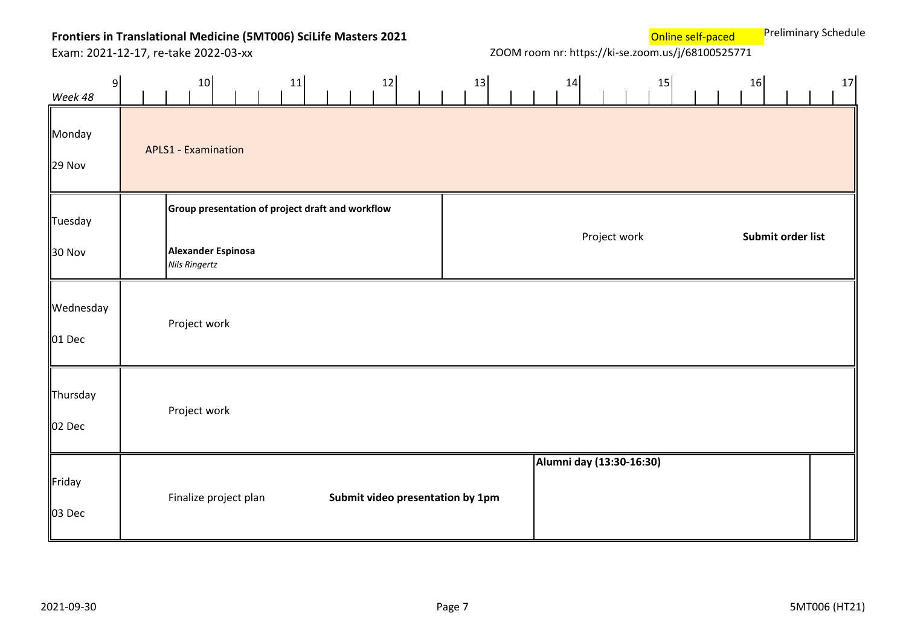**Frontiers in Translational Medicine (5MT006) SciLife Masters 2021**

Exam: 2021-12-17, re-take 2022-03-xx

Online self-paced

Preliminary Schedule

ZOOM room nr: https://ki-se.zoom.us/j/68100525771

| *Week 48* | 9 | 10 | 11 | 12 | 13 | 14 | 15 | 16 | 17 |
|---|---|---|---|---|---|---|---|---|---|
| Monday 29 Nov | APLS1 - Examination | | | | | | | | |
| Tuesday 30 Nov | | **Group presentation of project draft and workflow** **Alexander Espinosa** *Nils Ringertz* | | | Project work | | | **Submit order list** | |
| Wednesday 01 Dec | | Project work | | | | | | | |
| Thursday 02 Dec | | Project work | | | | | | | |
| Friday 03 Dec | | Finalize project plan | | **Submit video presentation by 1pm** | | **Alumni day (13:30-16:30)** | | | |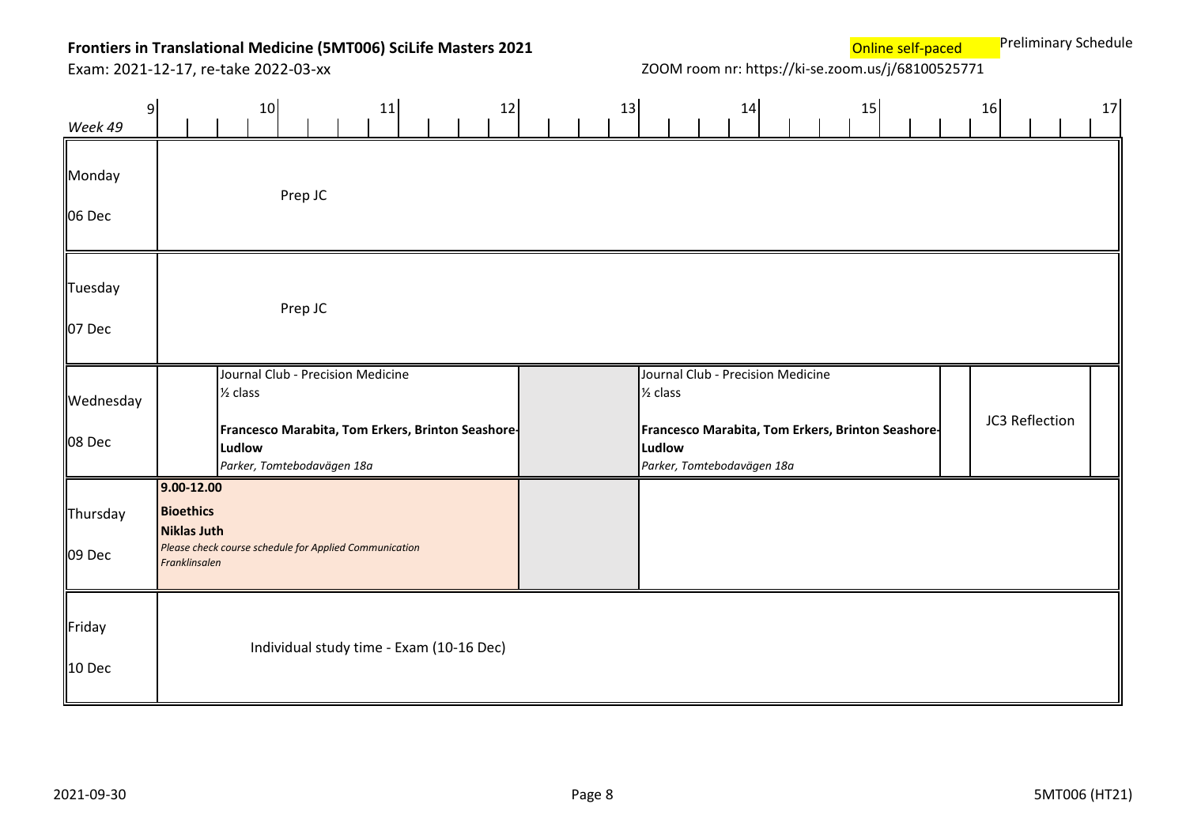**Frontiers in Translational Medicine (5MT006) SciLife Masters 2021**

Exam: 2021-12-17, re-take 2022-03-xx

Online self-paced

Preliminary Schedule

ZOOM room nr: https://ki-se.zoom.us/j/68100525771

| Week 49 | 9–12 | 12–13 | 13–16 | 16–17 |
|---|---|---|---|---|
| Monday 06 Dec | Prep JC | | | |
| Tuesday 07 Dec | Prep JC | | | |
| Wednesday 08 Dec | Journal Club - Precision Medicine ½ class **Francesco Marabita, Tom Erkers, Brinton Seashore-Ludlow** *Parker, Tomtebodavägen 18a* | | Journal Club - Precision Medicine ½ class **Francesco Marabita, Tom Erkers, Brinton Seashore-Ludlow** *Parker, Tomtebodavägen 18a* | JC3 Reflection |
| Thursday 09 Dec | **9.00-12.00** **Bioethics** **Niklas Juth** *Please check course schedule for Applied Communication* *Franklinsalen* | | | |
| Friday 10 Dec | Individual study time - Exam (10-16 Dec) | | | |

2021-09-30

5MT006 (HT21)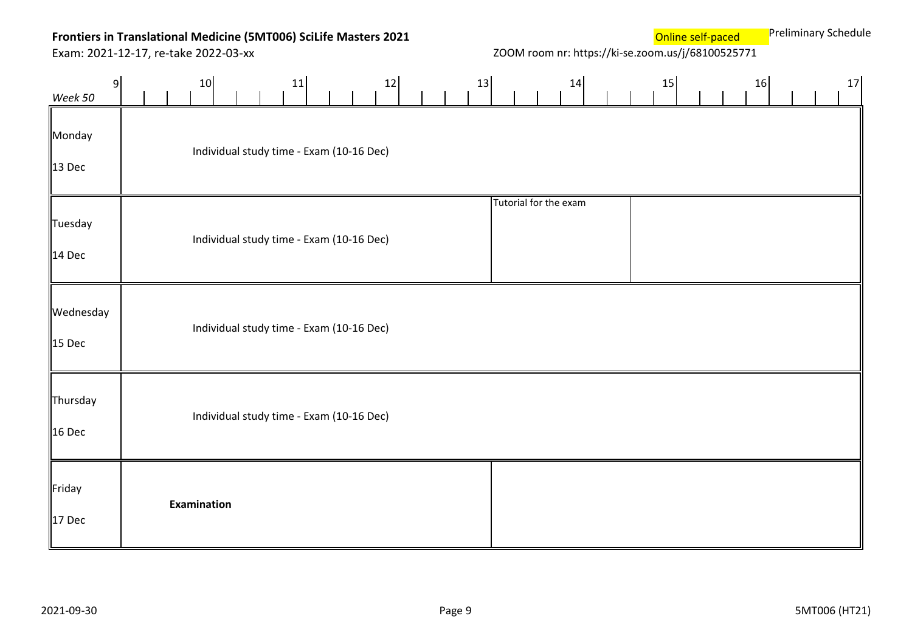**Frontiers in Translational Medicine (5MT006) SciLife Masters 2021**

Exam: 2021-12-17, re-take 2022-03-xx

Online self-paced

Preliminary Schedule

ZOOM room nr: https://ki-se.zoom.us/j/68100525771

| *Week 50* | 9–13 | 13–17 |
|---|---|---|
| Monday 13 Dec | Individual study time - Exam (10-16 Dec) | |
| Tuesday 14 Dec | Individual study time - Exam (10-16 Dec) | Tutorial for the exam |
| Wednesday 15 Dec | Individual study time - Exam (10-16 Dec) | |
| Thursday 16 Dec | Individual study time - Exam (10-16 Dec) | |
| Friday 17 Dec | **Examination** | |

2021-09-30

5MT006 (HT21)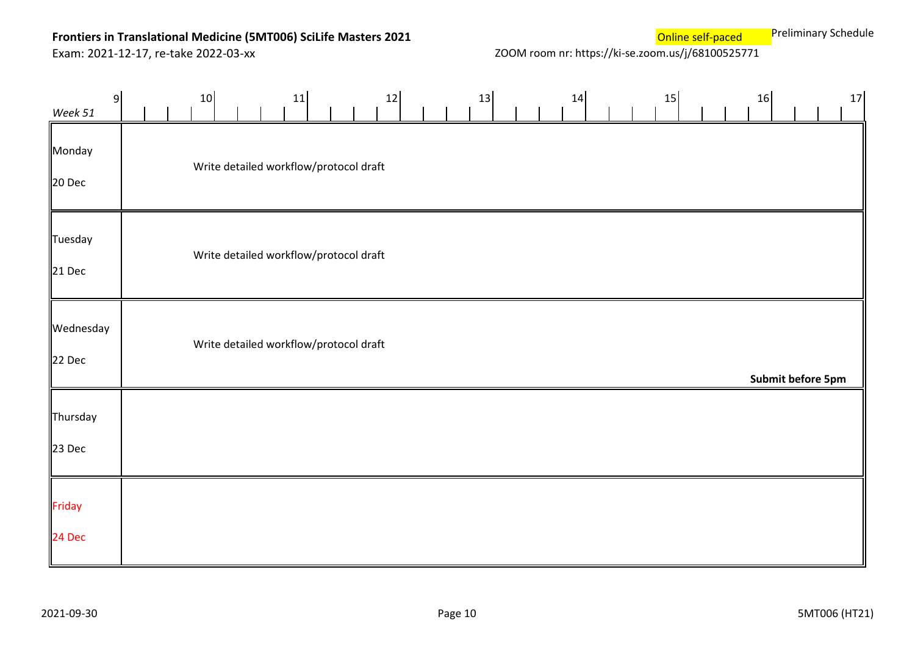**Frontiers in Translational Medicine (5MT006) SciLife Masters 2021**

Exam: 2021-12-17, re-take 2022-03-xx

Online self-paced

Preliminary Schedule

ZOOM room nr: https://ki-se.zoom.us/j/68100525771

| *Week 51* | 9–17 |
|---|---|
| Monday 20 Dec | Write detailed workflow/protocol draft |
| Tuesday 21 Dec | Write detailed workflow/protocol draft |
| Wednesday 22 Dec | Write detailed workflow/protocol draft **Submit before 5pm** |
| Thursday 23 Dec | |
| Friday 24 Dec | |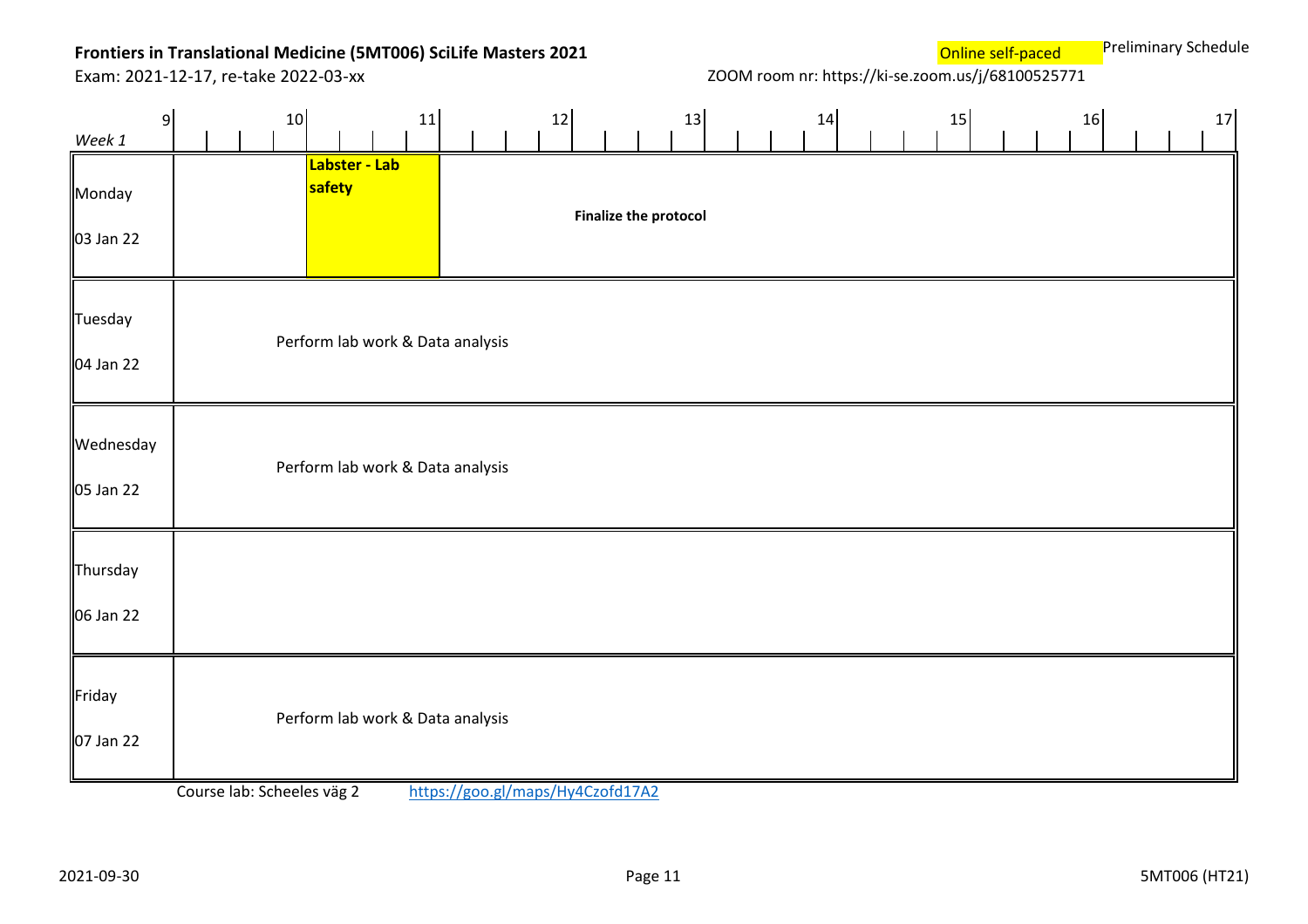**Frontiers in Translational Medicine (5MT006) SciLife Masters 2021**

Exam: 2021-12-17, re-take 2022-03-xx

Online self-paced

Preliminary Schedule

ZOOM room nr: https://ki-se.zoom.us/j/68100525771

| *Week 1* | 9 | 10 | 11 | 12 | 13 | 14 | 15 | 16 | 17 |
|---|---|---|---|---|---|---|---|---|---|
| Monday 03 Jan 22 | | **Labster - Lab safety** | **Finalize the protocol** | | | | | | |
| Tuesday 04 Jan 22 | Perform lab work & Data analysis | | | | | | | | |
| Wednesday 05 Jan 22 | Perform lab work & Data analysis | | | | | | | | |
| Thursday 06 Jan 22 | | | | | | | | | |
| Friday 07 Jan 22 | Perform lab work & Data analysis | | | | | | | | |

Course lab: Scheeles väg 2 https://goo.gl/maps/Hy4Czofd17A2

2021-09-30

5MT006 (HT21)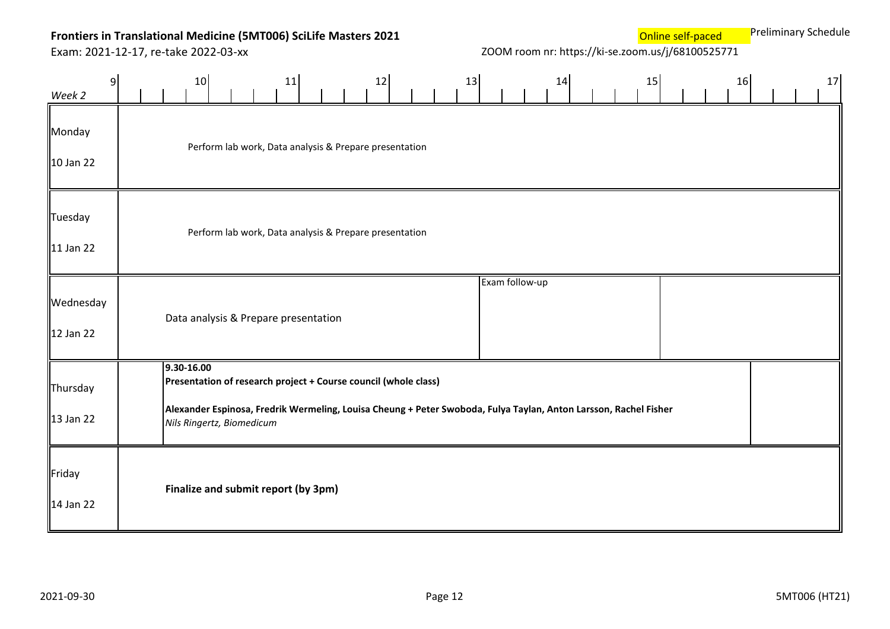**Frontiers in Translational Medicine (5MT006) SciLife Masters 2021**

Exam: 2021-12-17, re-take 2022-03-xx

Online self-paced

Preliminary Schedule

ZOOM room nr: https://ki-se.zoom.us/j/68100525771

| Week 2 | 9 | 10 | 11 | 12 | 13 | 14 | 15 | 16 | 17 |
|---|---|---|---|---|---|---|---|---|---|
| Monday 10 Jan 22 | Perform lab work, Data analysis & Prepare presentation | | | | | | | | |
| Tuesday 11 Jan 22 | Perform lab work, Data analysis & Prepare presentation | | | | | | | | |
| Wednesday 12 Jan 22 | Data analysis & Prepare presentation | | | | Exam follow-up | | | | |
| Thursday 13 Jan 22 | | **9.30-16.00** **Presentation of research project + Course council (whole class)** **Alexander Espinosa, Fredrik Wermeling, Louisa Cheung + Peter Swoboda, Fulya Taylan, Anton Larsson, Rachel Fisher** *Nils Ringertz, Biomedicum* | | | | | | | |
| Friday 14 Jan 22 | **Finalize and submit report (by 3pm)** | | | | | | | | |

2021-09-30

5MT006 (HT21)